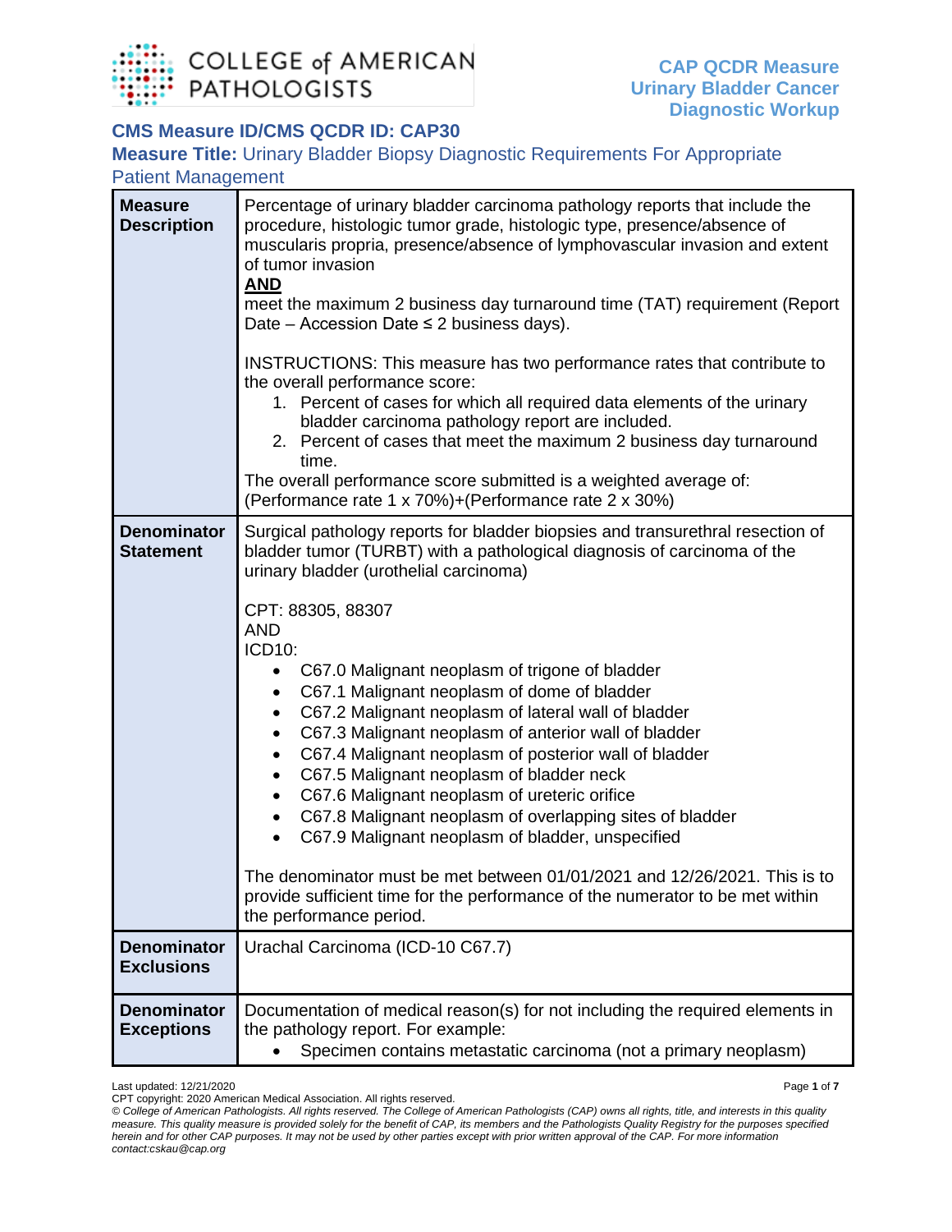COLLEGE of AMERICAN PATHOLOGISTS

**CAP QCDR Measure**
**Urinary Bladder Cancer Diagnostic Workup**

## CMS Measure ID/CMS QCDR ID: CAP30

### Measure Title: Urinary Bladder Biopsy Diagnostic Requirements For Appropriate Patient Management

| | |
|---|---|
| **Measure Description** | Percentage of urinary bladder carcinoma pathology reports that include the procedure, histologic tumor grade, histologic type, presence/absence of muscularis propria, presence/absence of lymphovascular invasion and extent of tumor invasion<br>**AND**<br>meet the maximum 2 business day turnaround time (TAT) requirement (Report Date – Accession Date ≤ 2 business days).<br><br>INSTRUCTIONS: This measure has two performance rates that contribute to the overall performance score:<br>1. Percent of cases for which all required data elements of the urinary bladder carcinoma pathology report are included.<br>2. Percent of cases that meet the maximum 2 business day turnaround time.<br>The overall performance score submitted is a weighted average of: (Performance rate 1 x 70%)+(Performance rate 2 x 30%) |
| **Denominator Statement** | Surgical pathology reports for bladder biopsies and transurethral resection of bladder tumor (TURBT) with a pathological diagnosis of carcinoma of the urinary bladder (urothelial carcinoma)<br><br>CPT: 88305, 88307<br>AND<br>ICD10:<br>• C67.0 Malignant neoplasm of trigone of bladder<br>• C67.1 Malignant neoplasm of dome of bladder<br>• C67.2 Malignant neoplasm of lateral wall of bladder<br>• C67.3 Malignant neoplasm of anterior wall of bladder<br>• C67.4 Malignant neoplasm of posterior wall of bladder<br>• C67.5 Malignant neoplasm of bladder neck<br>• C67.6 Malignant neoplasm of ureteric orifice<br>• C67.8 Malignant neoplasm of overlapping sites of bladder<br>• C67.9 Malignant neoplasm of bladder, unspecified<br><br>The denominator must be met between 01/01/2021 and 12/26/2021. This is to provide sufficient time for the performance of the numerator to be met within the performance period. |
| **Denominator Exclusions** | Urachal Carcinoma (ICD-10 C67.7) |
| **Denominator Exceptions** | Documentation of medical reason(s) for not including the required elements in the pathology report. For example:<br>• Specimen contains metastatic carcinoma (not a primary neoplasm) |

Last updated: 12/21/2020
CPT copyright: 2020 American Medical Association. All rights reserved.
*© College of American Pathologists. All rights reserved. The College of American Pathologists (CAP) owns all rights, title, and interests in this quality measure. This quality measure is provided solely for the benefit of CAP, its members and the Pathologists Quality Registry for the purposes specified herein and for other CAP purposes. It may not be used by other parties except with prior written approval of the CAP. For more information contact:cskau@cap.org*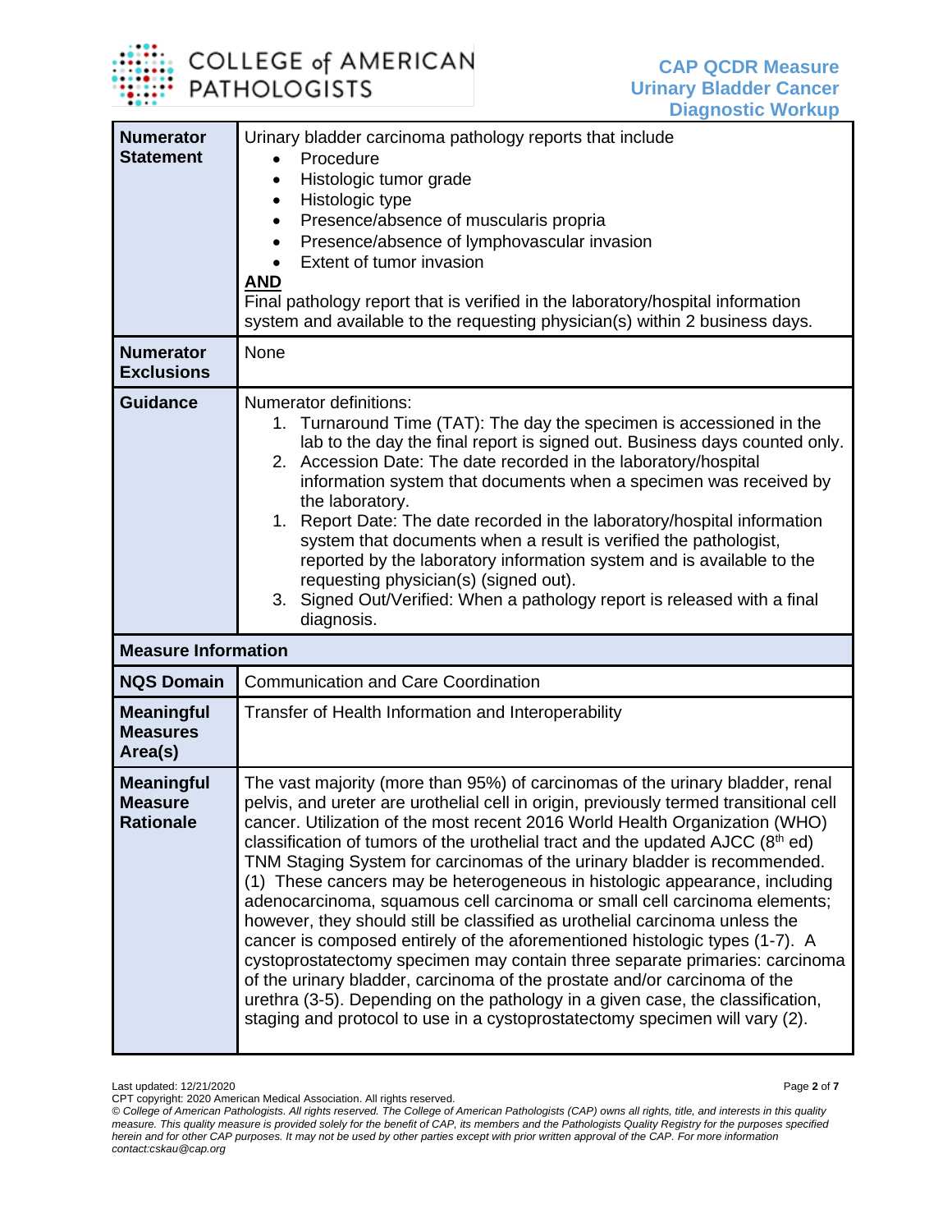| | |
|---|---|
| **Numerator Statement** | Urinary bladder carcinoma pathology reports that include<br>• Procedure<br>• Histologic tumor grade<br>• Histologic type<br>• Presence/absence of muscularis propria<br>• Presence/absence of lymphovascular invasion<br>• Extent of tumor invasion<br>**AND**<br>Final pathology report that is verified in the laboratory/hospital information system and available to the requesting physician(s) within 2 business days. |
| **Numerator Exclusions** | None |
| **Guidance** | Numerator definitions:<br>1. Turnaround Time (TAT): The day the specimen is accessioned in the lab to the day the final report is signed out. Business days counted only.<br>2. Accession Date: The date recorded in the laboratory/hospital information system that documents when a specimen was received by the laboratory.<br>1. Report Date: The date recorded in the laboratory/hospital information system that documents when a result is verified the pathologist, reported by the laboratory information system and is available to the requesting physician(s) (signed out).<br>3. Signed Out/Verified: When a pathology report is released with a final diagnosis. |
| **Measure Information** | |
| **NQS Domain** | Communication and Care Coordination |
| **Meaningful Measures Area(s)** | Transfer of Health Information and Interoperability |
| **Meaningful Measure Rationale** | The vast majority (more than 95%) of carcinomas of the urinary bladder, renal pelvis, and ureter are urothelial cell in origin, previously termed transitional cell cancer. Utilization of the most recent 2016 World Health Organization (WHO) classification of tumors of the urothelial tract and the updated AJCC (8$^{th}$ ed) TNM Staging System for carcinomas of the urinary bladder is recommended. (1) These cancers may be heterogeneous in histologic appearance, including adenocarcinoma, squamous cell carcinoma or small cell carcinoma elements; however, they should still be classified as urothelial carcinoma unless the cancer is composed entirely of the aforementioned histologic types (1-7). A cystoprostatectomy specimen may contain three separate primaries: carcinoma of the urinary bladder, carcinoma of the prostate and/or carcinoma of the urethra (3-5). Depending on the pathology in a given case, the classification, staging and protocol to use in a cystoprostatectomy specimen will vary (2). |

Last updated: 12/21/2020
CPT copyright: 2020 American Medical Association. All rights reserved.
*© College of American Pathologists. All rights reserved. The College of American Pathologists (CAP) owns all rights, title, and interests in this quality measure. This quality measure is provided solely for the benefit of CAP, its members and the Pathologists Quality Registry for the purposes specified herein and for other CAP purposes. It may not be used by other parties except with prior written approval of the CAP. For more information contact:cskau@cap.org*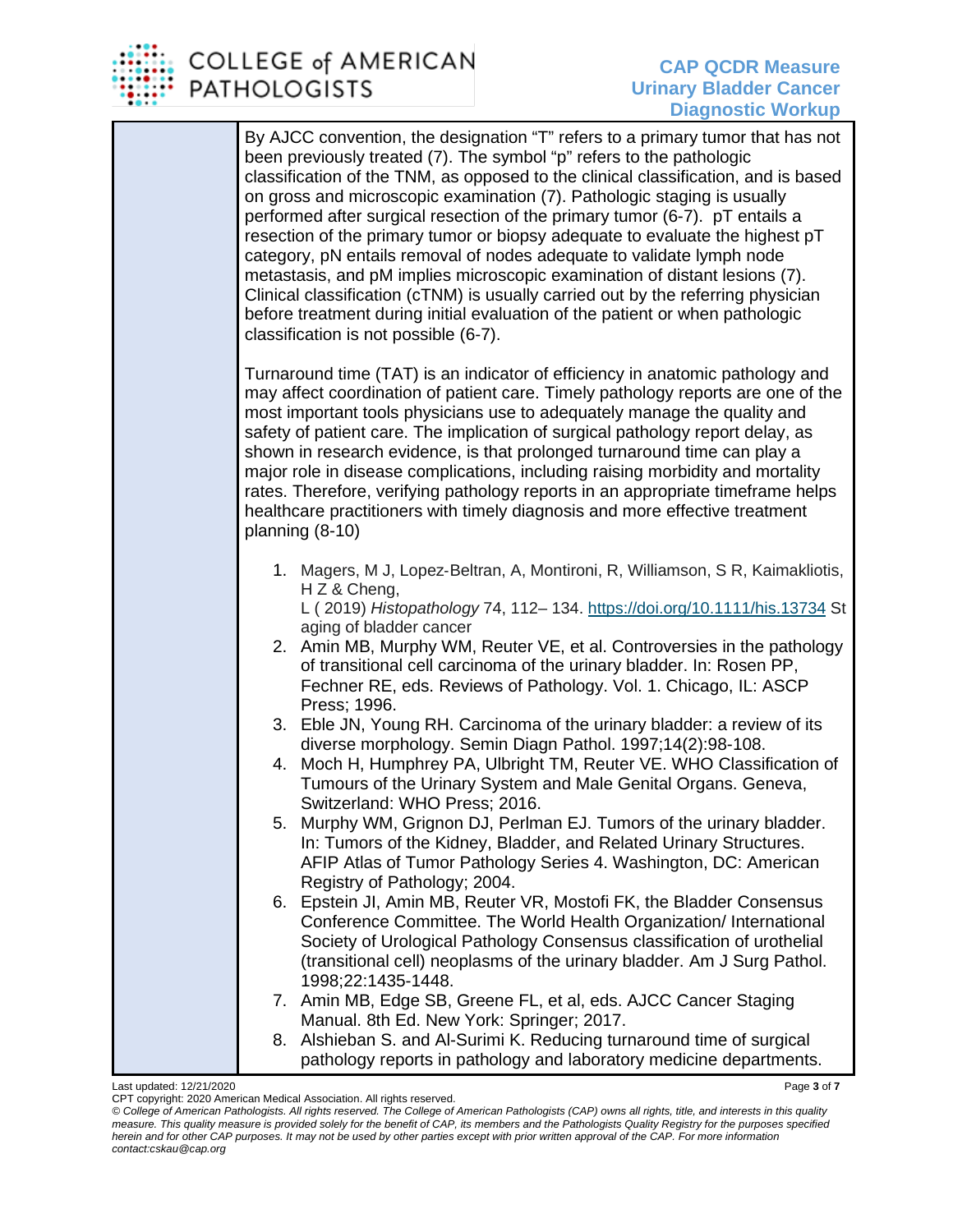By AJCC convention, the designation "T" refers to a primary tumor that has not been previously treated (7). The symbol "p" refers to the pathologic classification of the TNM, as opposed to the clinical classification, and is based on gross and microscopic examination (7). Pathologic staging is usually performed after surgical resection of the primary tumor (6-7). pT entails a resection of the primary tumor or biopsy adequate to evaluate the highest pT category, pN entails removal of nodes adequate to validate lymph node metastasis, and pM implies microscopic examination of distant lesions (7). Clinical classification (cTNM) is usually carried out by the referring physician before treatment during initial evaluation of the patient or when pathologic classification is not possible (6-7).

Turnaround time (TAT) is an indicator of efficiency in anatomic pathology and may affect coordination of patient care. Timely pathology reports are one of the most important tools physicians use to adequately manage the quality and safety of patient care. The implication of surgical pathology report delay, as shown in research evidence, is that prolonged turnaround time can play a major role in disease complications, including raising morbidity and mortality rates. Therefore, verifying pathology reports in an appropriate timeframe helps healthcare practitioners with timely diagnosis and more effective treatment planning (8-10)

1. Magers, M J, Lopez-Beltran, A, Montironi, R, Williamson, S R, Kaimakliotis, H Z & Cheng, L ( 2019) *Histopathology* 74, 112– 134. https://doi.org/10.1111/his.13734 Staging of bladder cancer
2. Amin MB, Murphy WM, Reuter VE, et al. Controversies in the pathology of transitional cell carcinoma of the urinary bladder. In: Rosen PP, Fechner RE, eds. Reviews of Pathology. Vol. 1. Chicago, IL: ASCP Press; 1996.
3. Eble JN, Young RH. Carcinoma of the urinary bladder: a review of its diverse morphology. Semin Diagn Pathol. 1997;14(2):98-108.
4. Moch H, Humphrey PA, Ulbright TM, Reuter VE. WHO Classification of Tumours of the Urinary System and Male Genital Organs. Geneva, Switzerland: WHO Press; 2016.
5. Murphy WM, Grignon DJ, Perlman EJ. Tumors of the urinary bladder. In: Tumors of the Kidney, Bladder, and Related Urinary Structures. AFIP Atlas of Tumor Pathology Series 4. Washington, DC: American Registry of Pathology; 2004.
6. Epstein JI, Amin MB, Reuter VR, Mostofi FK, the Bladder Consensus Conference Committee. The World Health Organization/ International Society of Urological Pathology Consensus classification of urothelial (transitional cell) neoplasms of the urinary bladder. Am J Surg Pathol. 1998;22:1435-1448.
7. Amin MB, Edge SB, Greene FL, et al, eds. AJCC Cancer Staging Manual. 8th Ed. New York: Springer; 2017.
8. Alshieban S. and Al-Surimi K. Reducing turnaround time of surgical pathology reports in pathology and laboratory medicine departments.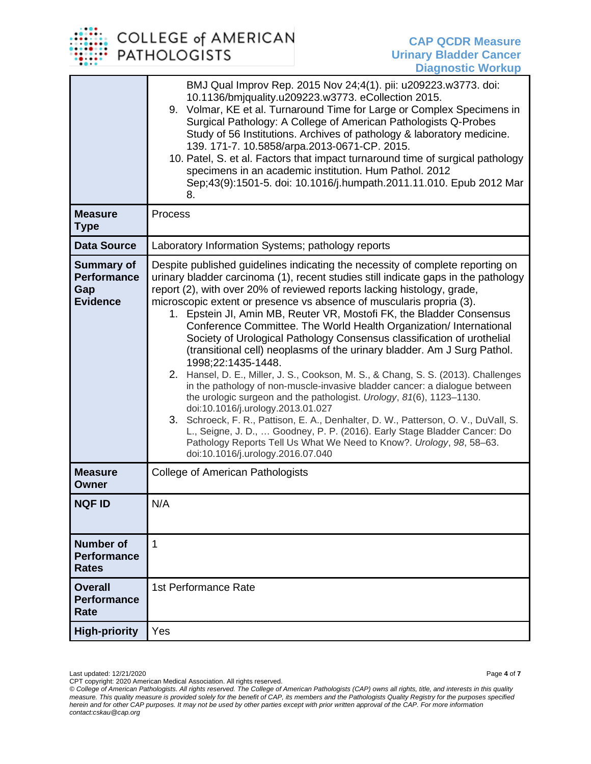| | |
|---|---|
| | BMJ Qual Improv Rep. 2015 Nov 24;4(1). pii: u209223.w3773. doi: 10.1136/bmjquality.u209223.w3773. eCollection 2015.<br>9. Volmar, KE et al. Turnaround Time for Large or Complex Specimens in Surgical Pathology: A College of American Pathologists Q-Probes Study of 56 Institutions. Archives of pathology & laboratory medicine. 139. 171-7. 10.5858/arpa.2013-0671-CP. 2015.<br>10. Patel, S. et al. Factors that impact turnaround time of surgical pathology specimens in an academic institution. Hum Pathol. 2012 Sep;43(9):1501-5. doi: 10.1016/j.humpath.2011.11.010. Epub 2012 Mar 8. |
| **Measure Type** | Process |
| **Data Source** | Laboratory Information Systems; pathology reports |
| **Summary of Performance Gap Evidence** | Despite published guidelines indicating the necessity of complete reporting on urinary bladder carcinoma (1), recent studies still indicate gaps in the pathology report (2), with over 20% of reviewed reports lacking histology, grade, microscopic extent or presence vs absence of muscularis propria (3).<br>1. Epstein JI, Amin MB, Reuter VR, Mostofi FK, the Bladder Consensus Conference Committee. The World Health Organization/ International Society of Urological Pathology Consensus classification of urothelial (transitional cell) neoplasms of the urinary bladder. Am J Surg Pathol. 1998;22:1435-1448.<br>2. Hansel, D. E., Miller, J. S., Cookson, M. S., & Chang, S. S. (2013). Challenges in the pathology of non-muscle-invasive bladder cancer: a dialogue between the urologic surgeon and the pathologist. *Urology*, *81*(6), 1123–1130. doi:10.1016/j.urology.2013.01.027<br>3. Schroeck, F. R., Pattison, E. A., Denhalter, D. W., Patterson, O. V., DuVall, S. L., Seigne, J. D., … Goodney, P. P. (2016). Early Stage Bladder Cancer: Do Pathology Reports Tell Us What We Need to Know?. *Urology*, *98*, 58–63. doi:10.1016/j.urology.2016.07.040 |
| **Measure Owner** | College of American Pathologists |
| **NQF ID** | N/A |
| **Number of Performance Rates** | 1 |
| **Overall Performance Rate** | 1st Performance Rate |
| **High-priority** | Yes |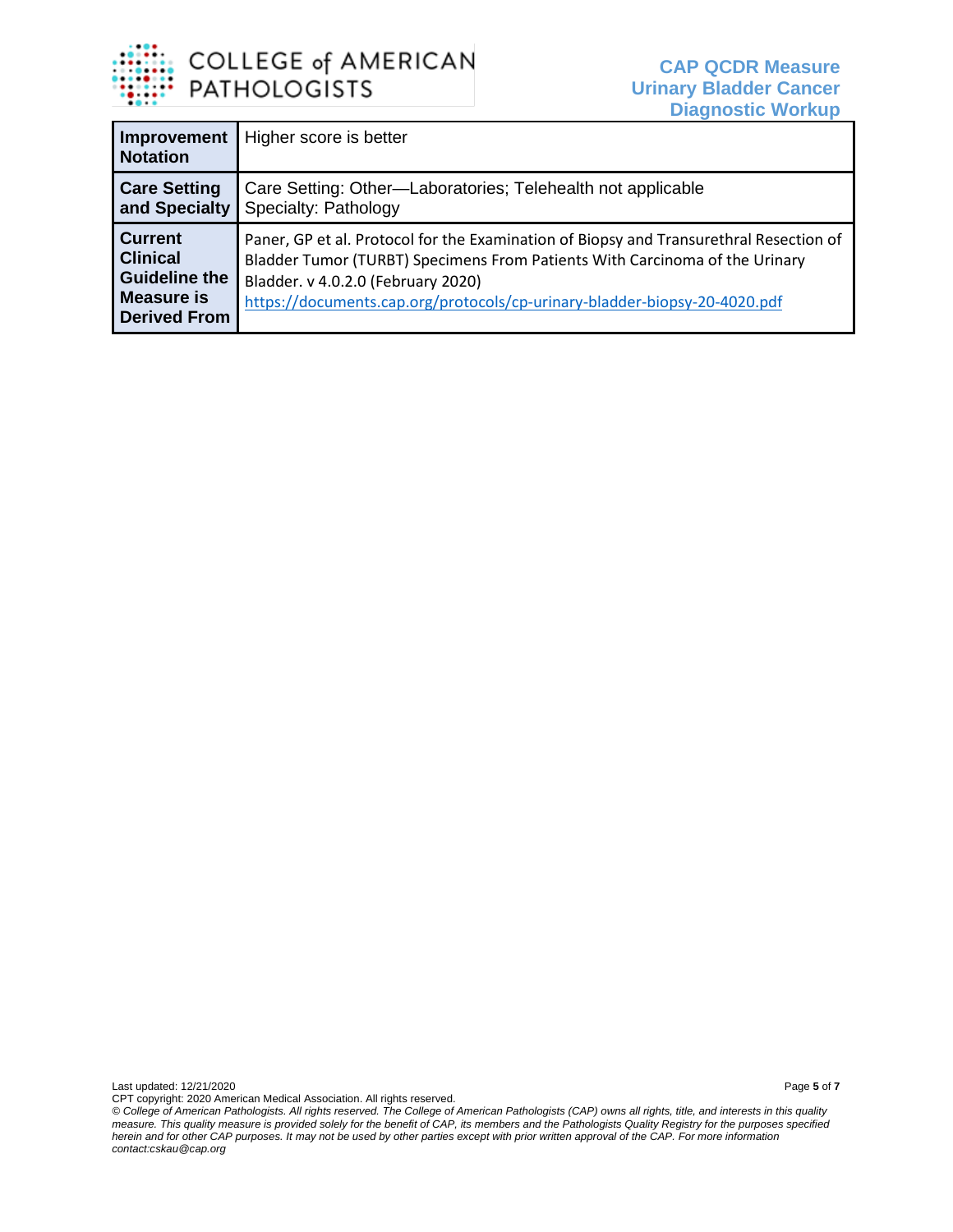| Improvement Notation | Higher score is better |
| --- | --- |
| Care Setting and Specialty | Care Setting: Other—Laboratories; Telehealth not applicable<br>Specialty: Pathology |
| Current Clinical Guideline the Measure is Derived From | Paner, GP et al. Protocol for the Examination of Biopsy and Transurethral Resection of Bladder Tumor (TURBT) Specimens From Patients With Carcinoma of the Urinary Bladder. v 4.0.2.0 (February 2020)<br>https://documents.cap.org/protocols/cp-urinary-bladder-biopsy-20-4020.pdf |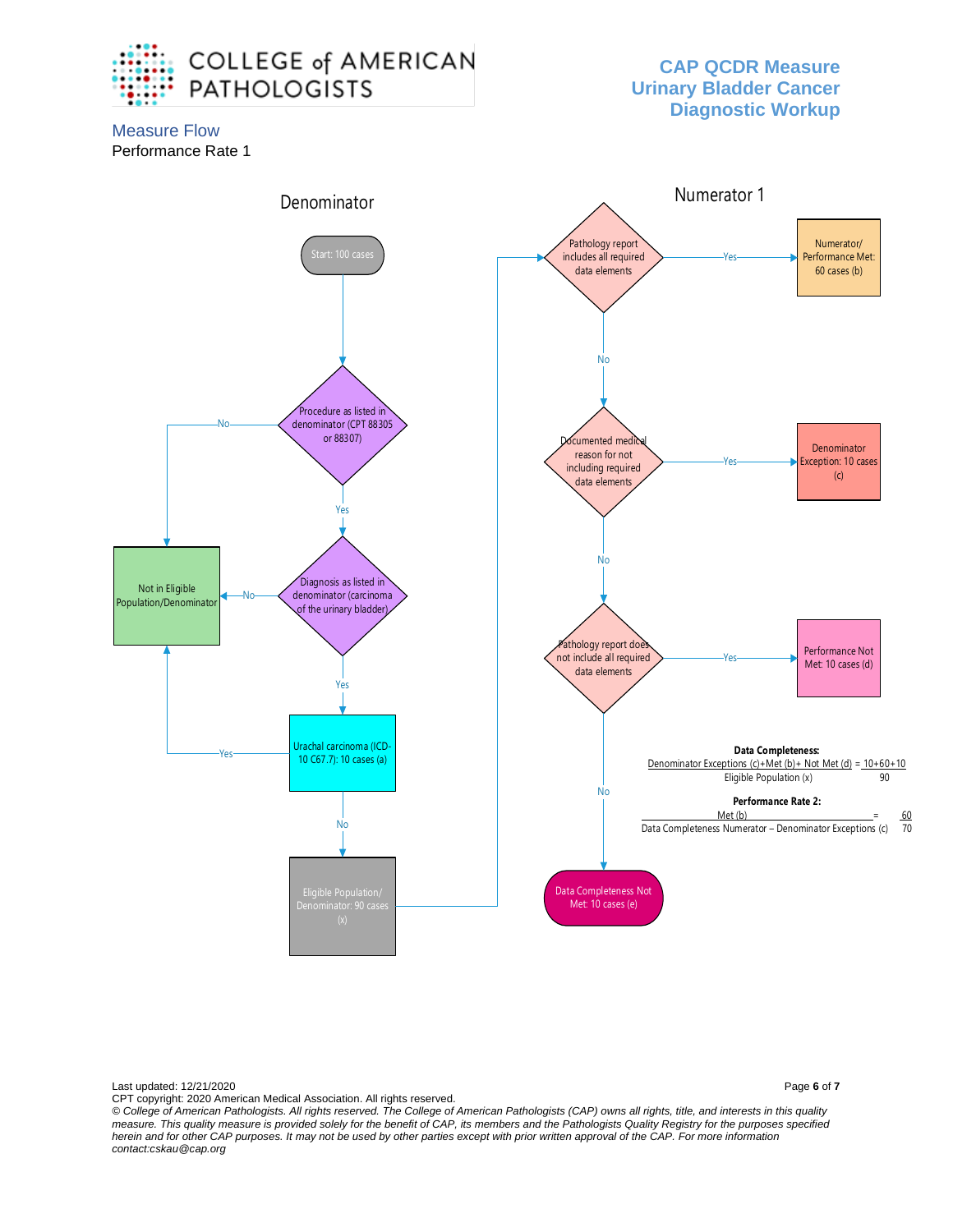# CAP QCDR Measure Urinary Bladder Cancer Diagnostic Workup

## Measure Flow

Performance Rate 1

### Denominator

Start: 100 cases

Procedure as listed in denominator (CPT 88305 or 88307)
- No → Not in Eligible Population/Denominator
- Yes → Diagnosis as listed in denominator (carcinoma of the urinary bladder)
  - No → Not in Eligible Population/Denominator
  - Yes → Urachal carcinoma (ICD-10 C67.7): 10 cases (a)
    - Yes → Not in Eligible Population/Denominator
    - No → Eligible Population/ Denominator: 90 cases (x)

### Numerator 1

Pathology report includes all required data elements
- Yes → Numerator/ Performance Met: 60 cases (b)
- No → Documented medical reason for not including required data elements
  - Yes → Denominator Exception: 10 cases (c)
  - No → Pathology report does not include all required data elements
    - Yes → Performance Not Met: 10 cases (d)
    - No → Data Completeness Not Met: 10 cases (e)

**Data Completeness:**

$$\frac{\text{Denominator Exceptions (c)} + \text{Met (b)} + \text{Not Met (d)}}{\text{Eligible Population (x)}} = \frac{10+60+10}{90}$$

**Performance Rate 2:**

$$\frac{\text{Met (b)}}{\text{Data Completeness Numerator} - \text{Denominator Exceptions (c)}} = \frac{60}{70}$$

Last updated: 12/21/2020

CPT copyright: 2020 American Medical Association. All rights reserved.

*© College of American Pathologists. All rights reserved. The College of American Pathologists (CAP) owns all rights, title, and interests in this quality measure. This quality measure is provided solely for the benefit of CAP, its members and the Pathologists Quality Registry for the purposes specified herein and for other CAP purposes. It may not be used by other parties except with prior written approval of the CAP. For more information contact:cskau@cap.org*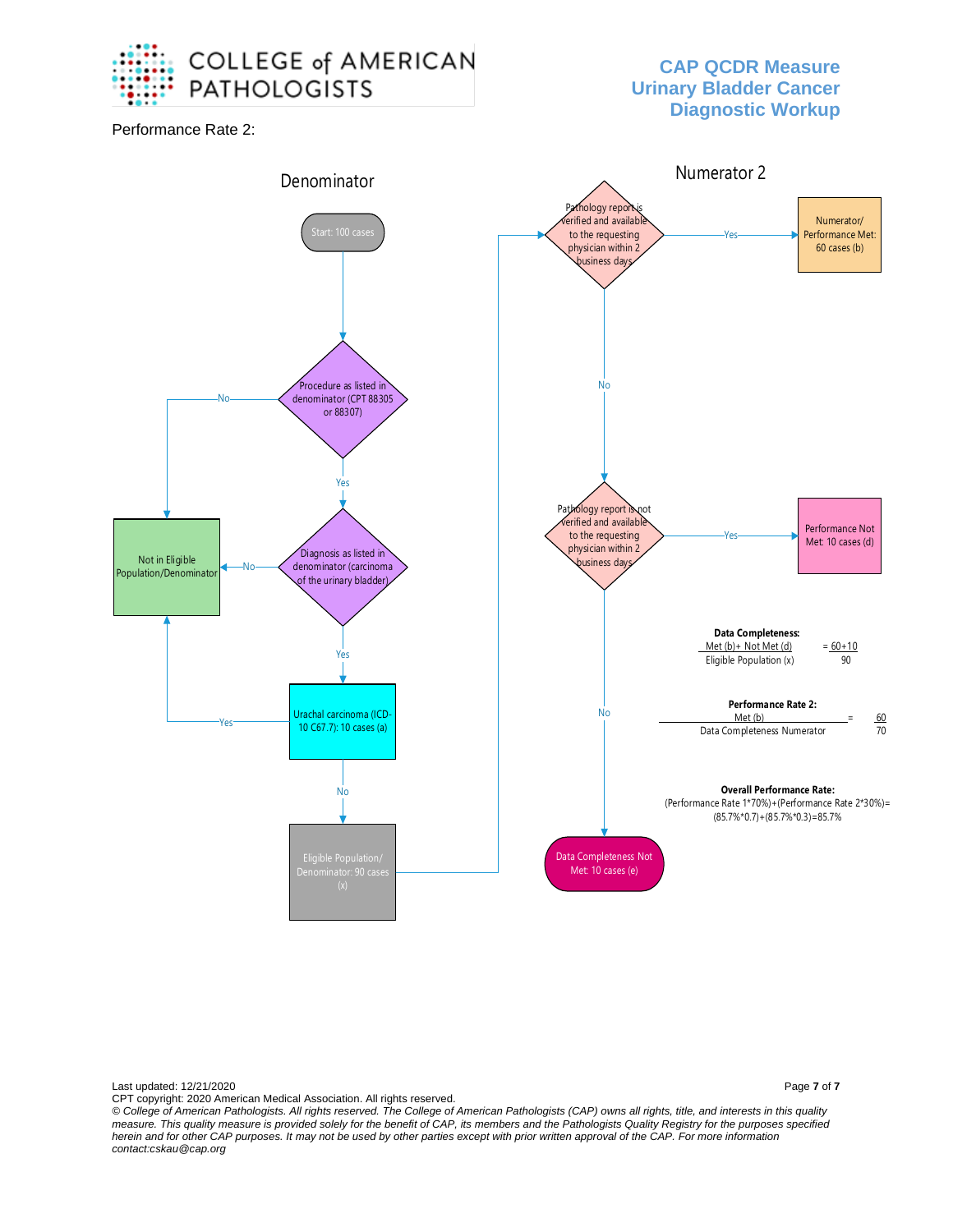Performance Rate 2:

Denominator

Start: 100 cases

Procedure as listed in denominator (CPT 88305 or 88307)

No

Yes

Not in Eligible Population/Denominator

Diagnosis as listed in denominator (carcinoma of the urinary bladder)

No

Yes

Urachal carcinoma (ICD-10 C67.7): 10 cases (a)

Yes

No

Eligible Population/ Denominator: 90 cases (x)

Numerator 2

Pathology report is verified and available to the requesting physician within 2 business days

Yes

Numerator/ Performance Met: 60 cases (b)

No

Pathology report is not verified and available to the requesting physician within 2 business days

Yes

Performance Not Met: 10 cases (d)

No

Data Completeness Not Met: 10 cases (e)

**Data Completeness:**

$$\frac{\text{Met (b)} + \text{Not Met (d)}}{\text{Eligible Population (x)}} = \frac{60+10}{90}$$

**Performance Rate 2:**

$$\frac{\text{Met (b)}}{\text{Data Completeness Numerator}} = \frac{60}{70}$$

**Overall Performance Rate:**

(Performance Rate 1\*70%)+(Performance Rate 2\*30%)= (85.7%\*0.7)+(85.7%\*0.3)=85.7%

Last updated: 12/21/2020

CPT copyright: 2020 American Medical Association. All rights reserved.

*© College of American Pathologists. All rights reserved. The College of American Pathologists (CAP) owns all rights, title, and interests in this quality measure. This quality measure is provided solely for the benefit of CAP, its members and the Pathologists Quality Registry for the purposes specified herein and for other CAP purposes. It may not be used by other parties except with prior written approval of the CAP. For more information contact:cskau@cap.org*